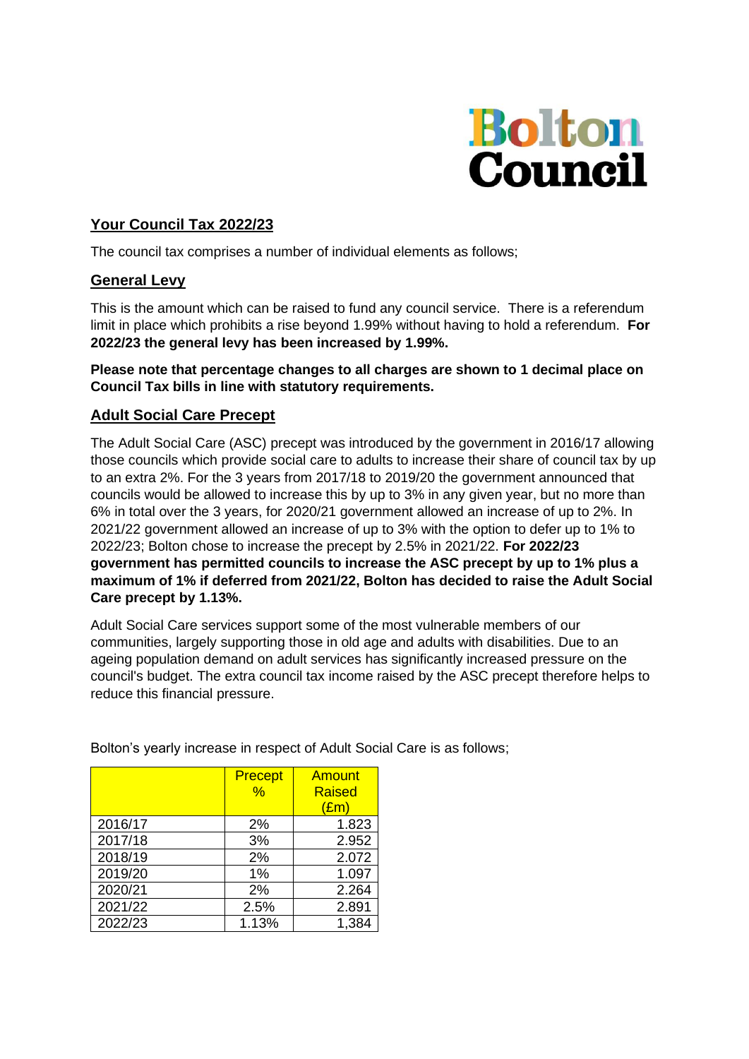Bolton Council

## Your Council Tax 2022/23

The council tax comprises a number of individual elements as follows;

### General Levy

This is the amount which can be raised to fund any council service. There is a referendum limit in place which prohibits a rise beyond 1.99% without having to hold a referendum. **For 2022/23 the general levy has been increased by 1.99%.**

**Please note that percentage changes to all charges are shown to 1 decimal place on Council Tax bills in line with statutory requirements.**

### Adult Social Care Precept

The Adult Social Care (ASC) precept was introduced by the government in 2016/17 allowing those councils which provide social care to adults to increase their share of council tax by up to an extra 2%. For the 3 years from 2017/18 to 2019/20 the government announced that councils would be allowed to increase this by up to 3% in any given year, but no more than 6% in total over the 3 years, for 2020/21 government allowed an increase of up to 2%. In 2021/22 government allowed an increase of up to 3% with the option to defer up to 1% to 2022/23; Bolton chose to increase the precept by 2.5% in 2021/22. **For 2022/23 government has permitted councils to increase the ASC precept by up to 1% plus a maximum of 1% if deferred from 2021/22, Bolton has decided to raise the Adult Social Care precept by 1.13%.**

Adult Social Care services support some of the most vulnerable members of our communities, largely supporting those in old age and adults with disabilities. Due to an ageing population demand on adult services has significantly increased pressure on the council's budget. The extra council tax income raised by the ASC precept therefore helps to reduce this financial pressure.

Bolton's yearly increase in respect of Adult Social Care is as follows;

| | Precept % | Amount Raised (£m) |
|---|---|---|
| 2016/17 | 2% | 1.823 |
| 2017/18 | 3% | 2.952 |
| 2018/19 | 2% | 2.072 |
| 2019/20 | 1% | 1.097 |
| 2020/21 | 2% | 2.264 |
| 2021/22 | 2.5% | 2.891 |
| 2022/23 | 1.13% | 1,384 |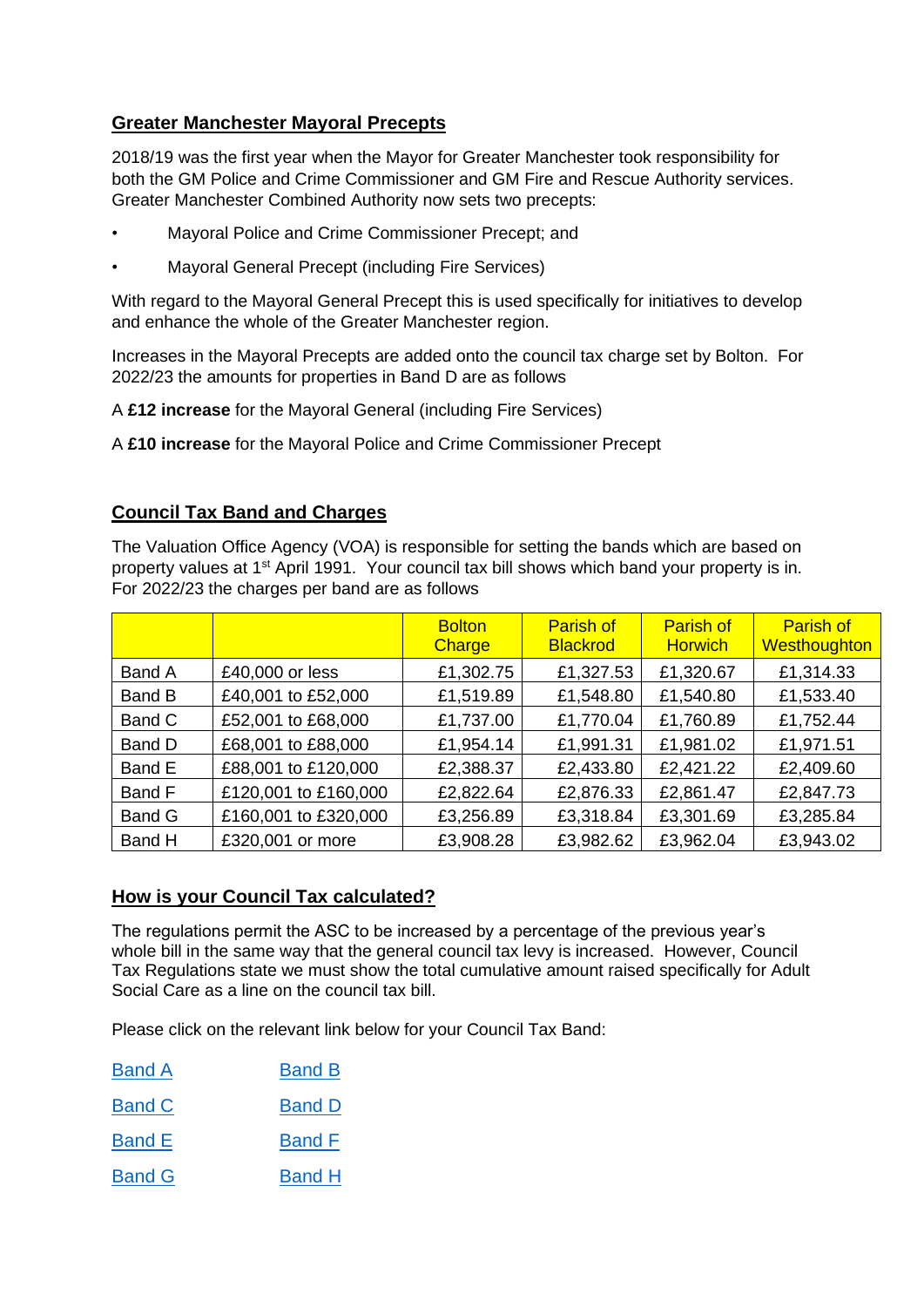## Greater Manchester Mayoral Precepts

2018/19 was the first year when the Mayor for Greater Manchester took responsibility for both the GM Police and Crime Commissioner and GM Fire and Rescue Authority services. Greater Manchester Combined Authority now sets two precepts:

- Mayoral Police and Crime Commissioner Precept; and
- Mayoral General Precept (including Fire Services)

With regard to the Mayoral General Precept this is used specifically for initiatives to develop and enhance the whole of the Greater Manchester region.

Increases in the Mayoral Precepts are added onto the council tax charge set by Bolton. For 2022/23 the amounts for properties in Band D are as follows

A **£12 increase** for the Mayoral General (including Fire Services)

A **£10 increase** for the Mayoral Police and Crime Commissioner Precept

## Council Tax Band and Charges

The Valuation Office Agency (VOA) is responsible for setting the bands which are based on property values at 1st April 1991. Your council tax bill shows which band your property is in. For 2022/23 the charges per band are as follows

| | | Bolton Charge | Parish of Blackrod | Parish of Horwich | Parish of Westhoughton |
|---|---|---|---|---|---|
| Band A | £40,000 or less | £1,302.75 | £1,327.53 | £1,320.67 | £1,314.33 |
| Band B | £40,001 to £52,000 | £1,519.89 | £1,548.80 | £1,540.80 | £1,533.40 |
| Band C | £52,001 to £68,000 | £1,737.00 | £1,770.04 | £1,760.89 | £1,752.44 |
| Band D | £68,001 to £88,000 | £1,954.14 | £1,991.31 | £1,981.02 | £1,971.51 |
| Band E | £88,001 to £120,000 | £2,388.37 | £2,433.80 | £2,421.22 | £2,409.60 |
| Band F | £120,001 to £160,000 | £2,822.64 | £2,876.33 | £2,861.47 | £2,847.73 |
| Band G | £160,001 to £320,000 | £3,256.89 | £3,318.84 | £3,301.69 | £3,285.84 |
| Band H | £320,001 or more | £3,908.28 | £3,982.62 | £3,962.04 | £3,943.02 |

## How is your Council Tax calculated?

The regulations permit the ASC to be increased by a percentage of the previous year's whole bill in the same way that the general council tax levy is increased. However, Council Tax Regulations state we must show the total cumulative amount raised specifically for Adult Social Care as a line on the council tax bill.

Please click on the relevant link below for your Council Tax Band:

Band A   Band B

Band C   Band D

Band E   Band F

Band G   Band H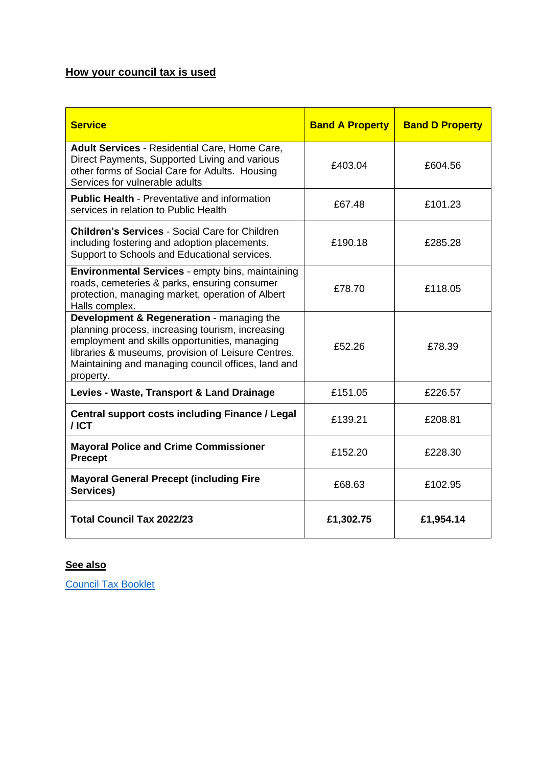## How your council tax is used

| Service | Band A Property | Band D Property |
|---|---|---|
| **Adult Services** - Residential Care, Home Care, Direct Payments, Supported Living and various other forms of Social Care for Adults. Housing Services for vulnerable adults | £403.04 | £604.56 |
| **Public Health** - Preventative and information services in relation to Public Health | £67.48 | £101.23 |
| **Children's Services** - Social Care for Children including fostering and adoption placements. Support to Schools and Educational services. | £190.18 | £285.28 |
| **Environmental Services** - empty bins, maintaining roads, cemeteries & parks, ensuring consumer protection, managing market, operation of Albert Halls complex. | £78.70 | £118.05 |
| **Development & Regeneration** - managing the planning process, increasing tourism, increasing employment and skills opportunities, managing libraries & museums, provision of Leisure Centres. Maintaining and managing council offices, land and property. | £52.26 | £78.39 |
| **Levies - Waste, Transport & Land Drainage** | £151.05 | £226.57 |
| **Central support costs including Finance / Legal / ICT** | £139.21 | £208.81 |
| **Mayoral Police and Crime Commissioner Precept** | £152.20 | £228.30 |
| **Mayoral General Precept (including Fire Services)** | £68.63 | £102.95 |
| **Total Council Tax 2022/23** | **£1,302.75** | **£1,954.14** |

### See also

Council Tax Booklet